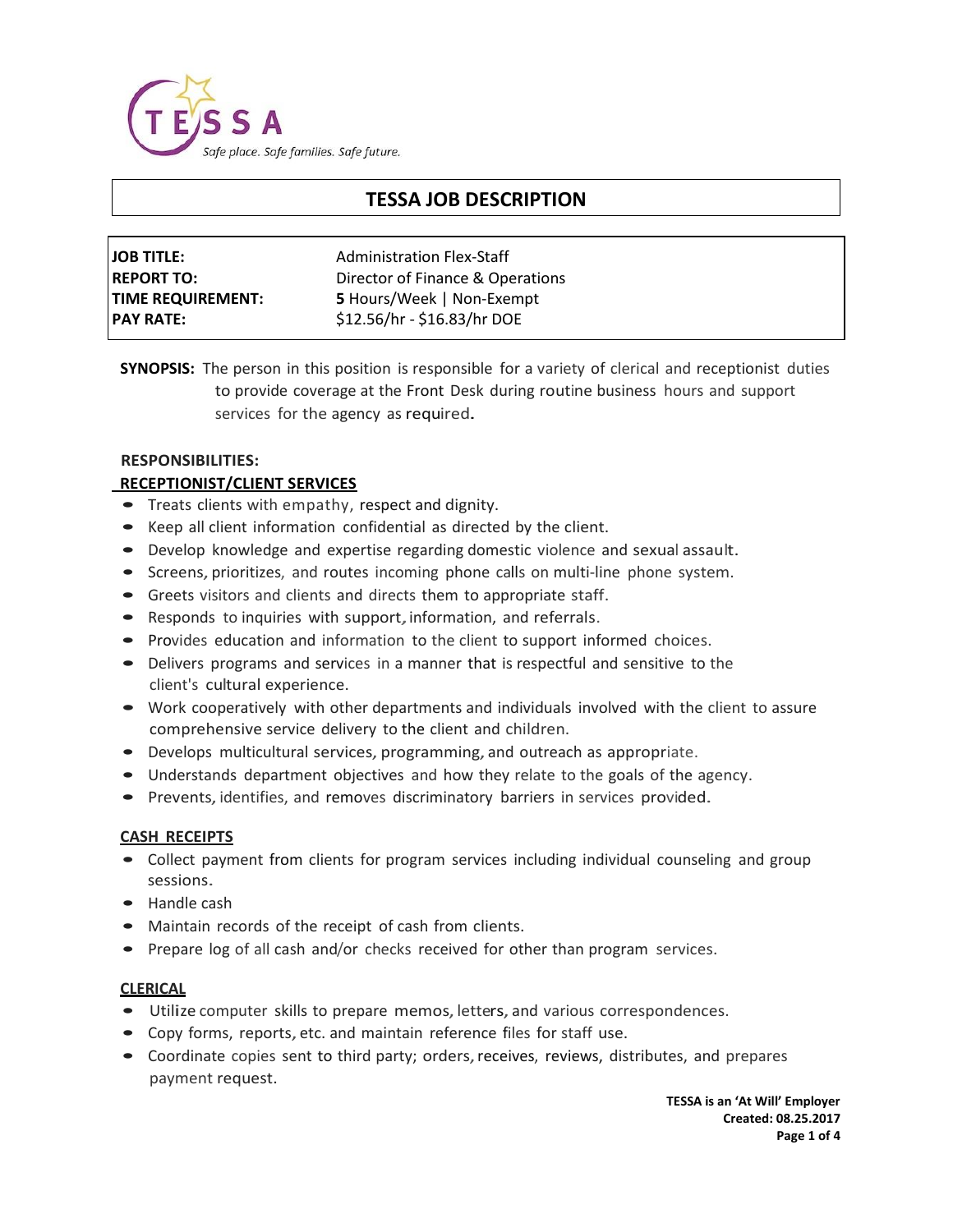TESSA

*Safe place. Safe families. Safe future.*

# TESSA JOB DESCRIPTION

| | |
|---|---|
| **JOB TITLE:** | Administration Flex-Staff |
| **REPORT TO:** | Director of Finance & Operations |
| **TIME REQUIREMENT:** | **5** Hours/Week \| Non-Exempt |
| **PAY RATE:** | $12.56/hr - $16.83/hr DOE |

**SYNOPSIS:** The person in this position is responsible for a variety of clerical and receptionist duties to provide coverage at the Front Desk during routine business hours and support services for the agency as required.

**RESPONSIBILITIES:**

**RECEPTIONIST/CLIENT SERVICES**

- Treats clients with empathy, respect and dignity.
- Keep all client information confidential as directed by the client.
- Develop knowledge and expertise regarding domestic violence and sexual assault.
- Screens, prioritizes, and routes incoming phone calls on multi-line phone system.
- Greets visitors and clients and directs them to appropriate staff.
- Responds to inquiries with support, information, and referrals.
- Provides education and information to the client to support informed choices.
- Delivers programs and services in a manner that is respectful and sensitive to the client's cultural experience.
- Work cooperatively with other departments and individuals involved with the client to assure comprehensive service delivery to the client and children.
- Develops multicultural services, programming, and outreach as appropriate.
- Understands department objectives and how they relate to the goals of the agency.
- Prevents, identifies, and removes discriminatory barriers in services provided.

**CASH RECEIPTS**

- Collect payment from clients for program services including individual counseling and group sessions.
- Handle cash
- Maintain records of the receipt of cash from clients.
- Prepare log of all cash and/or checks received for other than program services.

**CLERICAL**

- Utilize computer skills to prepare memos, letters, and various correspondences.
- Copy forms, reports, etc. and maintain reference files for staff use.
- Coordinate copies sent to third party; orders, receives, reviews, distributes, and prepares payment request.

**TESSA is an 'At Will' Employer**
**Created: 08.25.2017**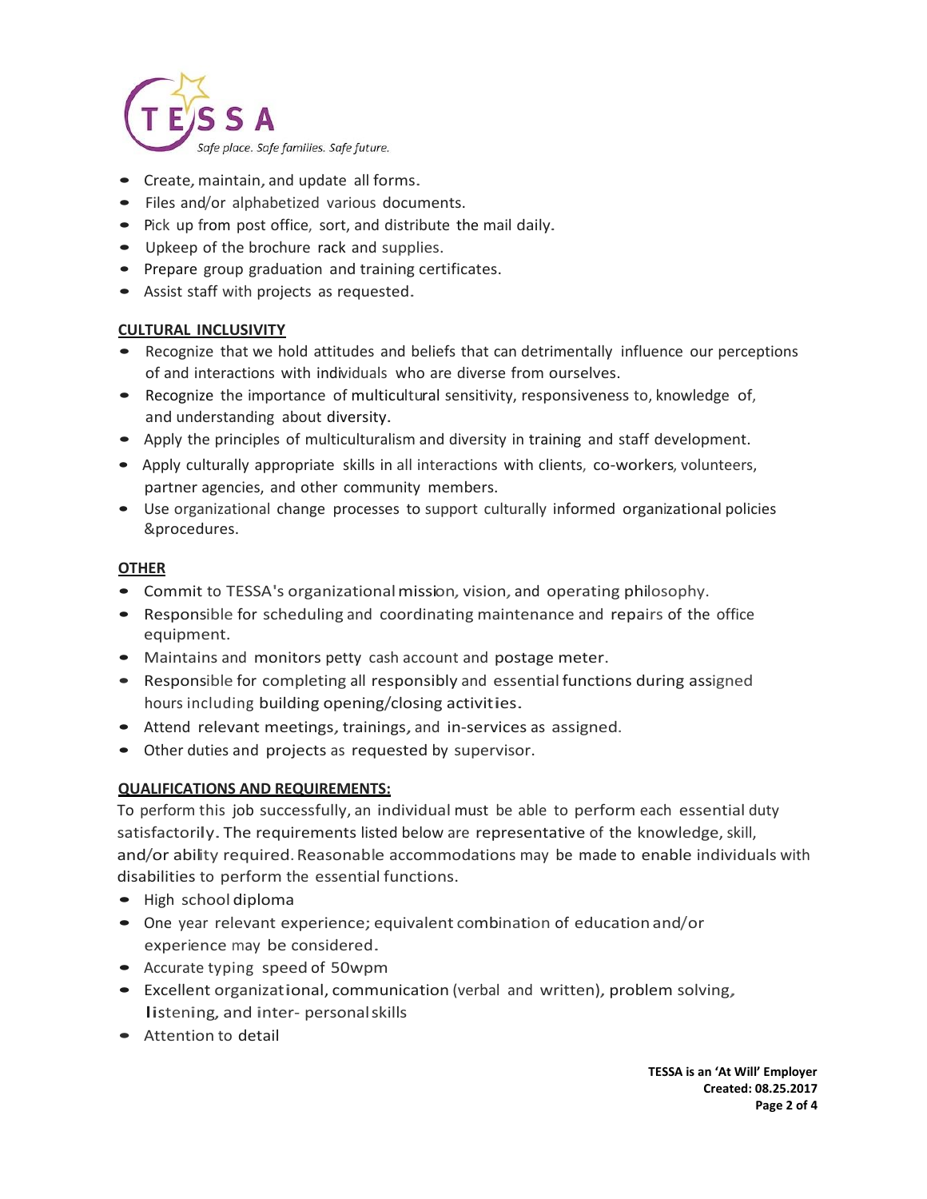- Create, maintain, and update all forms.
- Files and/or alphabetized various documents.
- Pick up from post office, sort, and distribute the mail daily.
- Upkeep of the brochure rack and supplies.
- Prepare group graduation and training certificates.
- Assist staff with projects as requested.

**CULTURAL INCLUSIVITY**

- Recognize that we hold attitudes and beliefs that can detrimentally influence our perceptions of and interactions with individuals who are diverse from ourselves.
- Recognize the importance of multicultural sensitivity, responsiveness to, knowledge of, and understanding about diversity.
- Apply the principles of multiculturalism and diversity in training and staff development.
- Apply culturally appropriate skills in all interactions with clients, co-workers, volunteers, partner agencies, and other community members.
- Use organizational change processes to support culturally informed organizational policies &procedures.

**OTHER**

- Commit to TESSA's organizational mission, vision, and operating philosophy.
- Responsible for scheduling and coordinating maintenance and repairs of the office equipment.
- Maintains and monitors petty cash account and postage meter.
- Responsible for completing all responsibly and essential functions during assigned hours including building opening/closing activities.
- Attend relevant meetings, trainings, and in-services as assigned.
- Other duties and projects as requested by supervisor.

**QUALIFICATIONS AND REQUIREMENTS:**

To perform this job successfully, an individual must be able to perform each essential duty satisfactorily. The requirements listed below are representative of the knowledge, skill, and/or ability required. Reasonable accommodations may be made to enable individuals with disabilities to perform the essential functions.

- High school diploma
- One year relevant experience; equivalent combination of education and/or experience may be considered.
- Accurate typing speed of 50wpm
- Excellent organizational, communication (verbal and written), problem solving, listening, and inter- personal skills
- Attention to detail

**TESSA is an 'At Will' Employer**
**Created: 08.25.2017**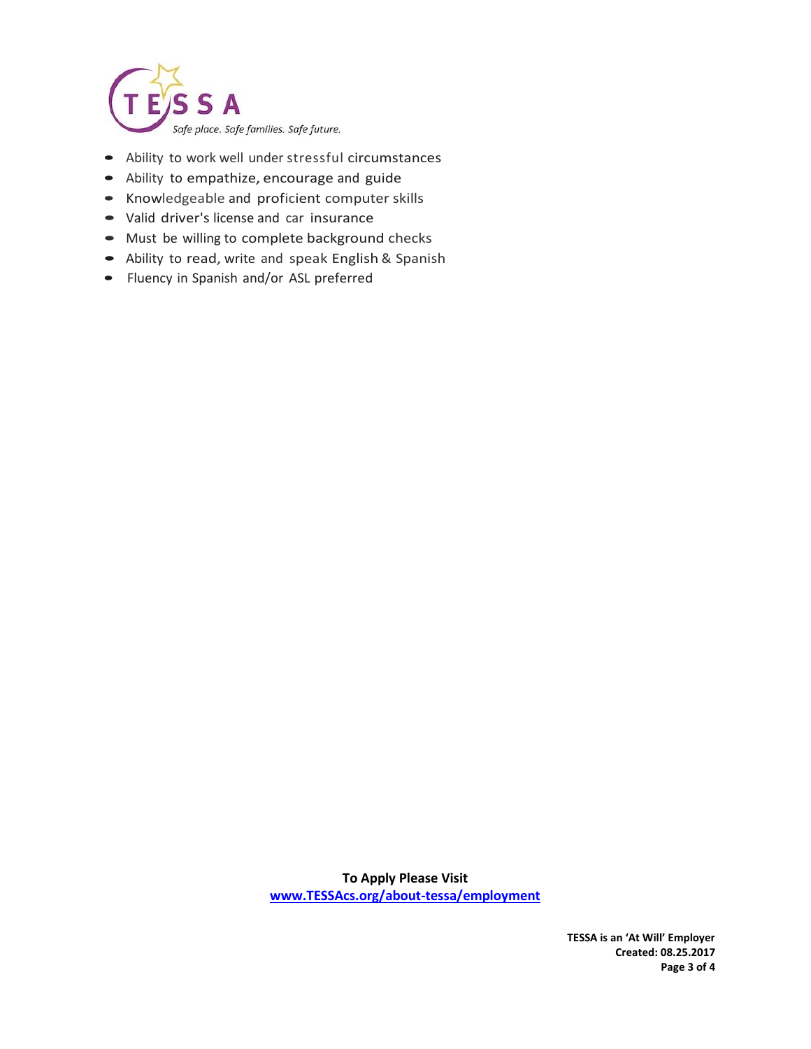- Ability to work well under stressful circumstances
- Ability to empathize, encourage and guide
- Knowledgeable and proficient computer skills
- Valid driver's license and car insurance
- Must be willing to complete background checks
- Ability to read, write and speak English & Spanish
- Fluency in Spanish and/or ASL preferred

**To Apply Please Visit**
**www.TESSAcs.org/about-tessa/employment**

**TESSA is an 'At Will' Employer**
**Created: 08.25.2017**